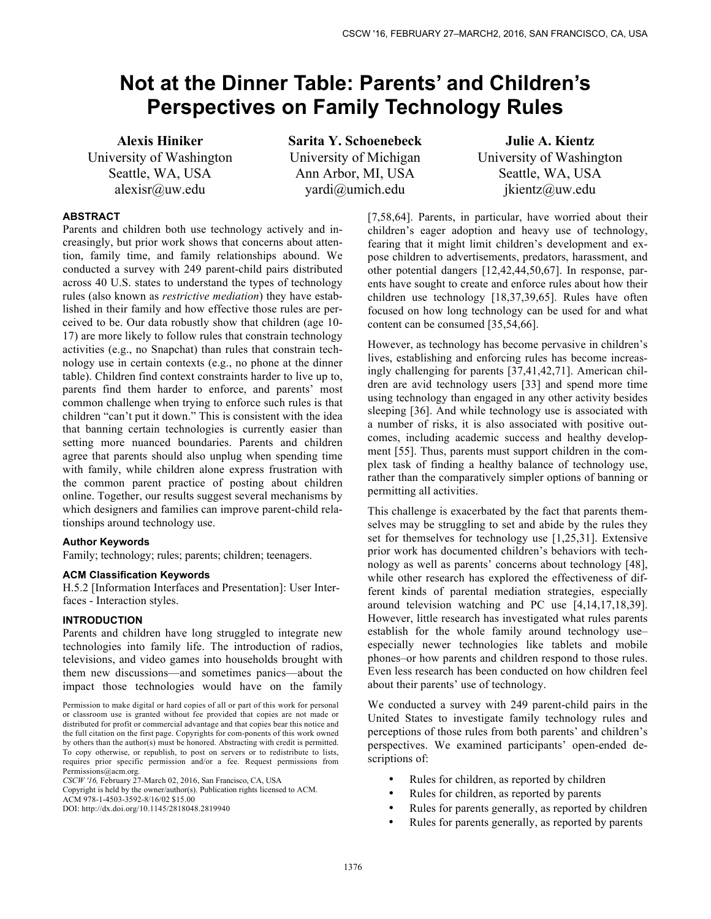# Not at the Dinner Table: Parents' and Children's Perspectives on Family Technology Rules

**Alexis Hiniker**
University of Washington
Seattle, WA, USA
alexisr@uw.edu

**Sarita Y. Schoenebeck**
University of Michigan
Ann Arbor, MI, USA
yardi@umich.edu

**Julie A. Kientz**
University of Washington
Seattle, WA, USA
jkientz@uw.edu

## ABSTRACT

Parents and children both use technology actively and increasingly, but prior work shows that concerns about attention, family time, and family relationships abound. We conducted a survey with 249 parent-child pairs distributed across 40 U.S. states to understand the types of technology rules (also known as *restrictive mediation*) they have established in their family and how effective those rules are perceived to be. Our data robustly show that children (age 10-17) are more likely to follow rules that constrain technology activities (e.g., no Snapchat) than rules that constrain technology use in certain contexts (e.g., no phone at the dinner table). Children find context constraints harder to live up to, parents find them harder to enforce, and parents' most common challenge when trying to enforce such rules is that children "can't put it down." This is consistent with the idea that banning certain technologies is currently easier than setting more nuanced boundaries. Parents and children agree that parents should also unplug when spending time with family, while children alone express frustration with the common parent practice of posting about children online. Together, our results suggest several mechanisms by which designers and families can improve parent-child relationships around technology use.

### Author Keywords

Family; technology; rules; parents; children; teenagers.

### ACM Classification Keywords

H.5.2 [Information Interfaces and Presentation]: User Interfaces - Interaction styles.

## INTRODUCTION

Parents and children have long struggled to integrate new technologies into family life. The introduction of radios, televisions, and video games into households brought with them new discussions—and sometimes panics—about the impact those technologies would have on the family [7,58,64]. Parents, in particular, have worried about their children's eager adoption and heavy use of technology, fearing that it might limit children's development and expose children to advertisements, predators, harassment, and other potential dangers [12,42,44,50,67]. In response, parents have sought to create and enforce rules about how their children use technology [18,37,39,65]. Rules have often focused on how long technology can be used for and what content can be consumed [35,54,66].

However, as technology has become pervasive in children's lives, establishing and enforcing rules has become increasingly challenging for parents [37,41,42,71]. American children are avid technology users [33] and spend more time using technology than engaged in any other activity besides sleeping [36]. And while technology use is associated with a number of risks, it is also associated with positive outcomes, including academic success and healthy development [55]. Thus, parents must support children in the complex task of finding a healthy balance of technology use, rather than the comparatively simpler options of banning or permitting all activities.

This challenge is exacerbated by the fact that parents themselves may be struggling to set and abide by the rules they set for themselves for technology use [1,25,31]. Extensive prior work has documented children's behaviors with technology as well as parents' concerns about technology [48], while other research has explored the effectiveness of different kinds of parental mediation strategies, especially around television watching and PC use [4,14,17,18,39]. However, little research has investigated what rules parents establish for the whole family around technology use–especially newer technologies like tablets and mobile phones–or how parents and children respond to those rules. Even less research has been conducted on how children feel about their parents' use of technology.

We conducted a survey with 249 parent-child pairs in the United States to investigate family technology rules and perceptions of those rules from both parents' and children's perspectives. We examined participants' open-ended descriptions of:

- Rules for children, as reported by children
- Rules for children, as reported by parents
- Rules for parents generally, as reported by children
- Rules for parents generally, as reported by parents

Permission to make digital or hard copies of all or part of this work for personal or classroom use is granted without fee provided that copies are not made or distributed for profit or commercial advantage and that copies bear this notice and the full citation on the first page. Copyrights for com-ponents of this work owned by others than the author(s) must be honored. Abstracting with credit is permitted. To copy otherwise, or republish, to post on servers or to redistribute to lists, requires prior specific permission and/or a fee. Request permissions from Permissions@acm.org.
*CSCW '16,* February 27-March 02, 2016, San Francisco, CA, USA
Copyright is held by the owner/author(s). Publication rights licensed to ACM.
ACM 978-1-4503-3592-8/16/02 $15.00
DOI: http://dx.doi.org/10.1145/2818048.2819940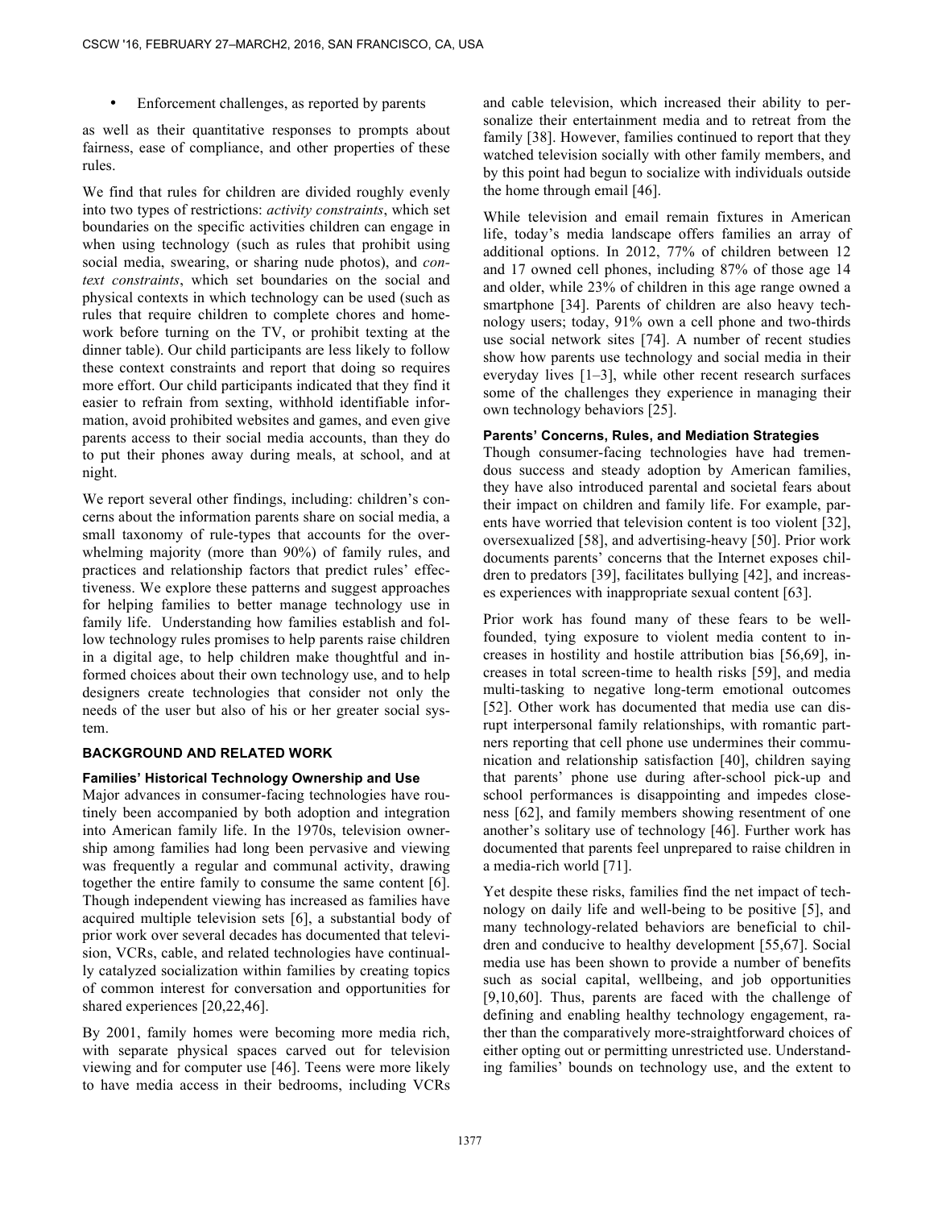- Enforcement challenges, as reported by parents

as well as their quantitative responses to prompts about fairness, ease of compliance, and other properties of these rules.

We find that rules for children are divided roughly evenly into two types of restrictions: *activity constraints*, which set boundaries on the specific activities children can engage in when using technology (such as rules that prohibit using social media, swearing, or sharing nude photos), and *context constraints*, which set boundaries on the social and physical contexts in which technology can be used (such as rules that require children to complete chores and homework before turning on the TV, or prohibit texting at the dinner table). Our child participants are less likely to follow these context constraints and report that doing so requires more effort. Our child participants indicated that they find it easier to refrain from sexting, withhold identifiable information, avoid prohibited websites and games, and even give parents access to their social media accounts, than they do to put their phones away during meals, at school, and at night.

We report several other findings, including: children's concerns about the information parents share on social media, a small taxonomy of rule-types that accounts for the overwhelming majority (more than 90%) of family rules, and practices and relationship factors that predict rules' effectiveness. We explore these patterns and suggest approaches for helping families to better manage technology use in family life. Understanding how families establish and follow technology rules promises to help parents raise children in a digital age, to help children make thoughtful and informed choices about their own technology use, and to help designers create technologies that consider not only the needs of the user but also of his or her greater social system.

## BACKGROUND AND RELATED WORK

### Families' Historical Technology Ownership and Use

Major advances in consumer-facing technologies have routinely been accompanied by both adoption and integration into American family life. In the 1970s, television ownership among families had long been pervasive and viewing was frequently a regular and communal activity, drawing together the entire family to consume the same content [6]. Though independent viewing has increased as families have acquired multiple television sets [6], a substantial body of prior work over several decades has documented that television, VCRs, cable, and related technologies have continually catalyzed socialization within families by creating topics of common interest for conversation and opportunities for shared experiences [20,22,46].

By 2001, family homes were becoming more media rich, with separate physical spaces carved out for television viewing and for computer use [46]. Teens were more likely to have media access in their bedrooms, including VCRs and cable television, which increased their ability to personalize their entertainment media and to retreat from the family [38]. However, families continued to report that they watched television socially with other family members, and by this point had begun to socialize with individuals outside the home through email [46].

While television and email remain fixtures in American life, today's media landscape offers families an array of additional options. In 2012, 77% of children between 12 and 17 owned cell phones, including 87% of those age 14 and older, while 23% of children in this age range owned a smartphone [34]. Parents of children are also heavy technology users; today, 91% own a cell phone and two-thirds use social network sites [74]. A number of recent studies show how parents use technology and social media in their everyday lives [1–3], while other recent research surfaces some of the challenges they experience in managing their own technology behaviors [25].

### Parents' Concerns, Rules, and Mediation Strategies

Though consumer-facing technologies have had tremendous success and steady adoption by American families, they have also introduced parental and societal fears about their impact on children and family life. For example, parents have worried that television content is too violent [32], oversexualized [58], and advertising-heavy [50]. Prior work documents parents' concerns that the Internet exposes children to predators [39], facilitates bullying [42], and increases experiences with inappropriate sexual content [63].

Prior work has found many of these fears to be well-founded, tying exposure to violent media content to increases in hostility and hostile attribution bias [56,69], increases in total screen-time to health risks [59], and media multi-tasking to negative long-term emotional outcomes [52]. Other work has documented that media use can disrupt interpersonal family relationships, with romantic partners reporting that cell phone use undermines their communication and relationship satisfaction [40], children saying that parents' phone use during after-school pick-up and school performances is disappointing and impedes closeness [62], and family members showing resentment of one another's solitary use of technology [46]. Further work has documented that parents feel unprepared to raise children in a media-rich world [71].

Yet despite these risks, families find the net impact of technology on daily life and well-being to be positive [5], and many technology-related behaviors are beneficial to children and conducive to healthy development [55,67]. Social media use has been shown to provide a number of benefits such as social capital, wellbeing, and job opportunities [9,10,60]. Thus, parents are faced with the challenge of defining and enabling healthy technology engagement, rather than the comparatively more-straightforward choices of either opting out or permitting unrestricted use. Understanding families' bounds on technology use, and the extent to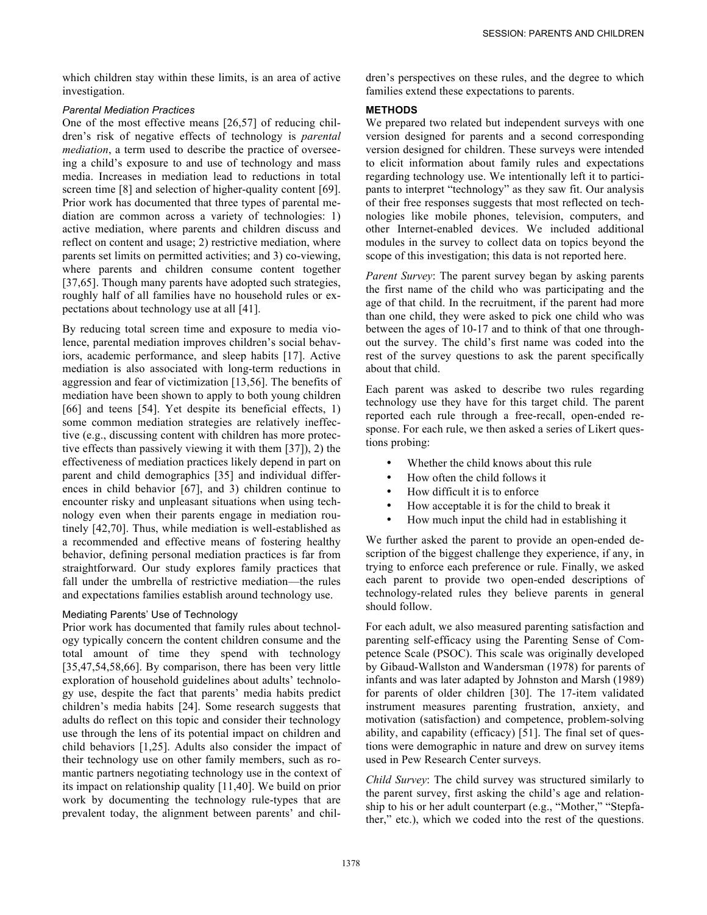which children stay within these limits, is an area of active investigation.

#### *Parental Mediation Practices*

One of the most effective means [26,57] of reducing children's risk of negative effects of technology is *parental mediation*, a term used to describe the practice of overseeing a child's exposure to and use of technology and mass media. Increases in mediation lead to reductions in total screen time [8] and selection of higher-quality content [69]. Prior work has documented that three types of parental mediation are common across a variety of technologies: 1) active mediation, where parents and children discuss and reflect on content and usage; 2) restrictive mediation, where parents set limits on permitted activities; and 3) co-viewing, where parents and children consume content together [37,65]. Though many parents have adopted such strategies, roughly half of all families have no household rules or expectations about technology use at all [41].

By reducing total screen time and exposure to media violence, parental mediation improves children's social behaviors, academic performance, and sleep habits [17]. Active mediation is also associated with long-term reductions in aggression and fear of victimization [13,56]. The benefits of mediation have been shown to apply to both young children [66] and teens [54]. Yet despite its beneficial effects, 1) some common mediation strategies are relatively ineffective (e.g., discussing content with children has more protective effects than passively viewing it with them [37]), 2) the effectiveness of mediation practices likely depend in part on parent and child demographics [35] and individual differences in child behavior [67], and 3) children continue to encounter risky and unpleasant situations when using technology even when their parents engage in mediation routinely [42,70]. Thus, while mediation is well-established as a recommended and effective means of fostering healthy behavior, defining personal mediation practices is far from straightforward. Our study explores family practices that fall under the umbrella of restrictive mediation—the rules and expectations families establish around technology use.

### Mediating Parents' Use of Technology

Prior work has documented that family rules about technology typically concern the content children consume and the total amount of time they spend with technology [35,47,54,58,66]. By comparison, there has been very little exploration of household guidelines about adults' technology use, despite the fact that parents' media habits predict children's media habits [24]. Some research suggests that adults do reflect on this topic and consider their technology use through the lens of its potential impact on children and child behaviors [1,25]. Adults also consider the impact of their technology use on other family members, such as romantic partners negotiating technology use in the context of its impact on relationship quality [11,40]. We build on prior work by documenting the technology rule-types that are prevalent today, the alignment between parents' and children's perspectives on these rules, and the degree to which families extend these expectations to parents.

## METHODS

We prepared two related but independent surveys with one version designed for parents and a second corresponding version designed for children. These surveys were intended to elicit information about family rules and expectations regarding technology use. We intentionally left it to participants to interpret "technology" as they saw fit. Our analysis of their free responses suggests that most reflected on technologies like mobile phones, television, computers, and other Internet-enabled devices. We included additional modules in the survey to collect data on topics beyond the scope of this investigation; this data is not reported here.

*Parent Survey*: The parent survey began by asking parents the first name of the child who was participating and the age of that child. In the recruitment, if the parent had more than one child, they were asked to pick one child who was between the ages of 10-17 and to think of that one throughout the survey. The child's first name was coded into the rest of the survey questions to ask the parent specifically about that child.

Each parent was asked to describe two rules regarding technology use they have for this target child. The parent reported each rule through a free-recall, open-ended response. For each rule, we then asked a series of Likert questions probing:

- Whether the child knows about this rule
- How often the child follows it
- How difficult it is to enforce
- How acceptable it is for the child to break it
- How much input the child had in establishing it

We further asked the parent to provide an open-ended description of the biggest challenge they experience, if any, in trying to enforce each preference or rule. Finally, we asked each parent to provide two open-ended descriptions of technology-related rules they believe parents in general should follow.

For each adult, we also measured parenting satisfaction and parenting self-efficacy using the Parenting Sense of Competence Scale (PSOC). This scale was originally developed by Gibaud-Wallston and Wandersman (1978) for parents of infants and was later adapted by Johnston and Marsh (1989) for parents of older children [30]. The 17-item validated instrument measures parenting frustration, anxiety, and motivation (satisfaction) and competence, problem-solving ability, and capability (efficacy) [51]. The final set of questions were demographic in nature and drew on survey items used in Pew Research Center surveys.

*Child Survey*: The child survey was structured similarly to the parent survey, first asking the child's age and relationship to his or her adult counterpart (e.g., "Mother," "Stepfather," etc.), which we coded into the rest of the questions.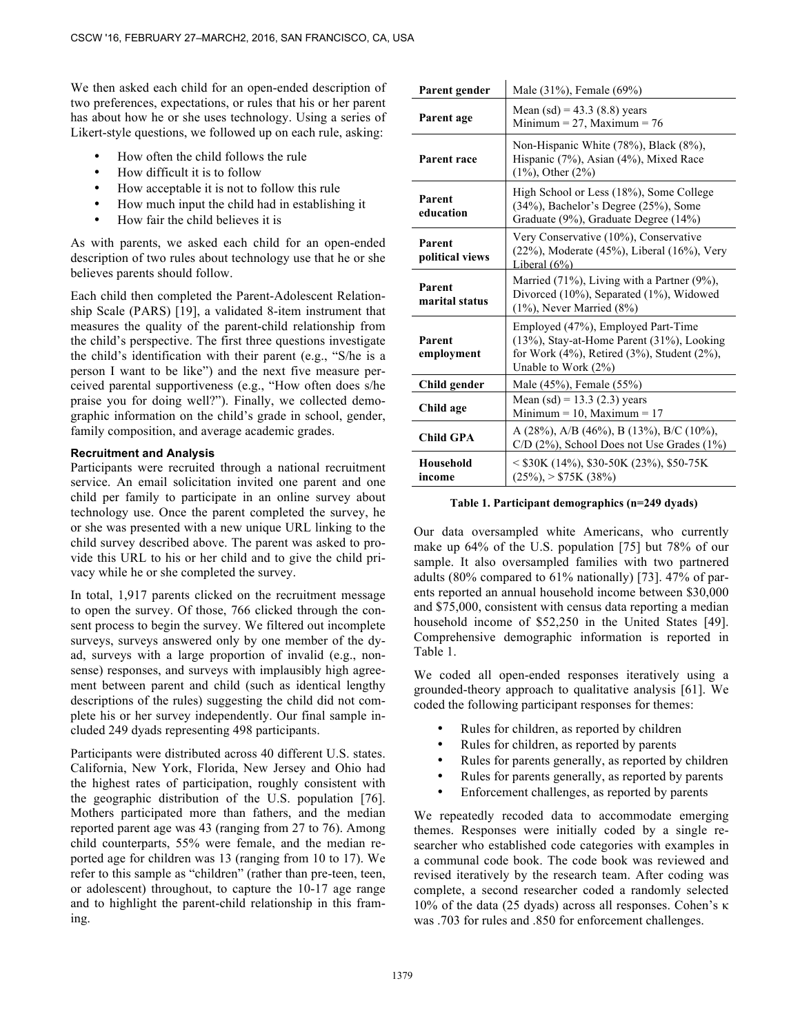We then asked each child for an open-ended description of two preferences, expectations, or rules that his or her parent has about how he or she uses technology. Using a series of Likert-style questions, we followed up on each rule, asking:

- How often the child follows the rule
- How difficult it is to follow
- How acceptable it is not to follow this rule
- How much input the child had in establishing it
- How fair the child believes it is

As with parents, we asked each child for an open-ended description of two rules about technology use that he or she believes parents should follow.

Each child then completed the Parent-Adolescent Relationship Scale (PARS) [19], a validated 8-item instrument that measures the quality of the parent-child relationship from the child's perspective. The first three questions investigate the child's identification with their parent (e.g., "S/he is a person I want to be like") and the next five measure perceived parental supportiveness (e.g., "How often does s/he praise you for doing well?"). Finally, we collected demographic information on the child's grade in school, gender, family composition, and average academic grades.

### Recruitment and Analysis

Participants were recruited through a national recruitment service. An email solicitation invited one parent and one child per family to participate in an online survey about technology use. Once the parent completed the survey, he or she was presented with a new unique URL linking to the child survey described above. The parent was asked to provide this URL to his or her child and to give the child privacy while he or she completed the survey.

In total, 1,917 parents clicked on the recruitment message to open the survey. Of those, 766 clicked through the consent process to begin the survey. We filtered out incomplete surveys, surveys answered only by one member of the dyad, surveys with a large proportion of invalid (e.g., nonsense) responses, and surveys with implausibly high agreement between parent and child (such as identical lengthy descriptions of the rules) suggesting the child did not complete his or her survey independently. Our final sample included 249 dyads representing 498 participants.

Participants were distributed across 40 different U.S. states. California, New York, Florida, New Jersey and Ohio had the highest rates of participation, roughly consistent with the geographic distribution of the U.S. population [76]. Mothers participated more than fathers, and the median reported parent age was 43 (ranging from 27 to 76). Among child counterparts, 55% were female, and the median reported age for children was 13 (ranging from 10 to 17). We refer to this sample as "children" (rather than pre-teen, teen, or adolescent) throughout, to capture the 10-17 age range and to highlight the parent-child relationship in this framing.

| | |
|---|---|
| **Parent gender** | Male (31%), Female (69%) |
| **Parent age** | Mean (sd) = 43.3 (8.8) years<br>Minimum = 27, Maximum = 76 |
| **Parent race** | Non-Hispanic White (78%), Black (8%), Hispanic (7%), Asian (4%), Mixed Race (1%), Other (2%) |
| **Parent education** | High School or Less (18%), Some College (34%), Bachelor's Degree (25%), Some Graduate (9%), Graduate Degree (14%) |
| **Parent political views** | Very Conservative (10%), Conservative (22%), Moderate (45%), Liberal (16%), Very Liberal (6%) |
| **Parent marital status** | Married (71%), Living with a Partner (9%), Divorced (10%), Separated (1%), Widowed (1%), Never Married (8%) |
| **Parent employment** | Employed (47%), Employed Part-Time (13%), Stay-at-Home Parent (31%), Looking for Work (4%), Retired (3%), Student (2%), Unable to Work (2%) |
| **Child gender** | Male (45%), Female (55%) |
| **Child age** | Mean (sd) = 13.3 (2.3) years<br>Minimum = 10, Maximum = 17 |
| **Child GPA** | A (28%), A/B (46%), B (13%), B/C (10%), C/D (2%), School Does not Use Grades (1%) |
| **Household income** | < $30K (14%), $30-50K (23%), $50-75K (25%), > $75K (38%) |

**Table 1. Participant demographics (n=249 dyads)**

Our data oversampled white Americans, who currently make up 64% of the U.S. population [75] but 78% of our sample. It also oversampled families with two partnered adults (80% compared to 61% nationally) [73]. 47% of parents reported an annual household income between $30,000 and $75,000, consistent with census data reporting a median household income of $52,250 in the United States [49]. Comprehensive demographic information is reported in Table 1.

We coded all open-ended responses iteratively using a grounded-theory approach to qualitative analysis [61]. We coded the following participant responses for themes:

- Rules for children, as reported by children
- Rules for children, as reported by parents
- Rules for parents generally, as reported by children
- Rules for parents generally, as reported by parents
- Enforcement challenges, as reported by parents

We repeatedly recoded data to accommodate emerging themes. Responses were initially coded by a single researcher who established code categories with examples in a communal code book. The code book was reviewed and revised iteratively by the research team. After coding was complete, a second researcher coded a randomly selected 10% of the data (25 dyads) across all responses. Cohen's $\kappa$ was .703 for rules and .850 for enforcement challenges.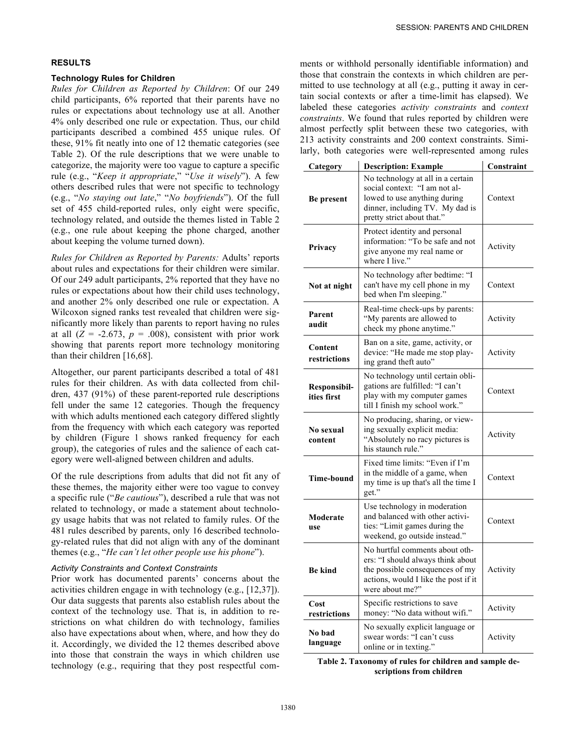## RESULTS

### Technology Rules for Children

*Rules for Children as Reported by Children*: Of our 249 child participants, 6% reported that their parents have no rules or expectations about technology use at all. Another 4% only described one rule or expectation. Thus, our child participants described a combined 455 unique rules. Of these, 91% fit neatly into one of 12 thematic categories (see Table 2). Of the rule descriptions that we were unable to categorize, the majority were too vague to capture a specific rule (e.g., "*Keep it appropriate*," "*Use it wisely*"). A few others described rules that were not specific to technology (e.g., "*No staying out late*," "*No boyfriends*"). Of the full set of 455 child-reported rules, only eight were specific, technology related, and outside the themes listed in Table 2 (e.g., one rule about keeping the phone charged, another about keeping the volume turned down).

*Rules for Children as Reported by Parents:* Adults' reports about rules and expectations for their children were similar. Of our 249 adult participants, 2% reported that they have no rules or expectations about how their child uses technology, and another 2% only described one rule or expectation. A Wilcoxon signed ranks test revealed that children were significantly more likely than parents to report having no rules at all ($Z$ = -2.673, $p$ = .008), consistent with prior work showing that parents report more technology monitoring than their children [16,68].

Altogether, our parent participants described a total of 481 rules for their children. As with data collected from children, 437 (91%) of these parent-reported rule descriptions fell under the same 12 categories. Though the frequency with which adults mentioned each category differed slightly from the frequency with which each category was reported by children (Figure 1 shows ranked frequency for each group), the categories of rules and the salience of each category were well-aligned between children and adults.

Of the rule descriptions from adults that did not fit any of these themes, the majority either were too vague to convey a specific rule ("*Be cautious*"), described a rule that was not related to technology, or made a statement about technology usage habits that was not related to family rules. Of the 481 rules described by parents, only 16 described technology-related rules that did not align with any of the dominant themes (e.g., "*He can't let other people use his phone*").

#### *Activity Constraints and Context Constraints*

Prior work has documented parents' concerns about the activities children engage in with technology (e.g., [12,37]). Our data suggests that parents also establish rules about the context of the technology use. That is, in addition to restrictions on what children do with technology, families also have expectations about when, where, and how they do it. Accordingly, we divided the 12 themes described above into those that constrain the ways in which children use technology (e.g., requiring that they post respectful comments or withhold personally identifiable information) and those that constrain the contexts in which children are permitted to use technology at all (e.g., putting it away in certain social contexts or after a time-limit has elapsed). We labeled these categories *activity constraints* and *context constraints*. We found that rules reported by children were almost perfectly split between these two categories, with 213 activity constraints and 200 context constraints. Similarly, both categories were well-represented among rules

| Category | Description: Example | Constraint |
|---|---|---|
| **Be present** | No technology at all in a certain social context: "I am not allowed to use anything during dinner, including TV. My dad is pretty strict about that." | Context |
| **Privacy** | Protect identity and personal information: "To be safe and not give anyone my real name or where I live." | Activity |
| **Not at night** | No technology after bedtime: "I can't have my cell phone in my bed when I'm sleeping." | Context |
| **Parent audit** | Real-time check-ups by parents: "My parents are allowed to check my phone anytime." | Activity |
| **Content restrictions** | Ban on a site, game, activity, or device: "He made me stop playing grand theft auto" | Activity |
| **Responsibilities first** | No technology until certain obligations are fulfilled: "I can't play with my computer games till I finish my school work." | Context |
| **No sexual content** | No producing, sharing, or viewing sexually explicit media: "Absolutely no racy pictures is his staunch rule." | Activity |
| **Time-bound** | Fixed time limits: "Even if I'm in the middle of a game, when my time is up that's all the time I get." | Context |
| **Moderate use** | Use technology in moderation and balanced with other activities: "Limit games during the weekend, go outside instead." | Context |
| **Be kind** | No hurtful comments about others: "I should always think about the possible consequences of my actions, would I like the post if it were about me?" | Activity |
| **Cost restrictions** | Specific restrictions to save money: "No data without wifi." | Activity |
| **No bad language** | No sexually explicit language or swear words: "I can't cuss online or in texting." | Activity |

**Table 2. Taxonomy of rules for children and sample descriptions from children**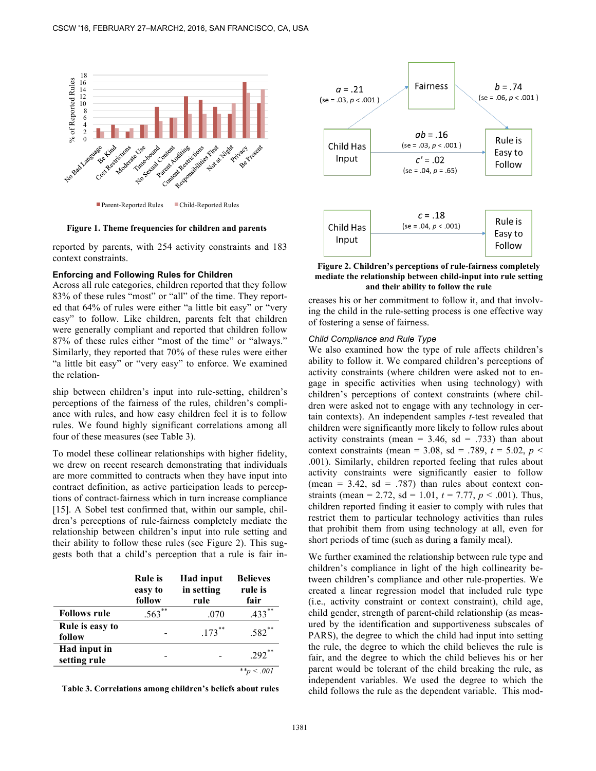Figure 1. Theme frequencies for children and parents

reported by parents, with 254 activity constraints and 183 context constraints.

### Enforcing and Following Rules for Children

Across all rule categories, children reported that they follow 83% of these rules "most" or "all" of the time. They reported that 64% of rules were either "a little bit easy" or "very easy" to follow. Like children, parents felt that children were generally compliant and reported that children follow 87% of these rules either "most of the time" or "always." Similarly, they reported that 70% of these rules were either "a little bit easy" or "very easy" to enforce. We examined the relationship between children's input into rule-setting, children's perceptions of the fairness of the rules, children's compliance with rules, and how easy children feel it is to follow rules. We found highly significant correlations among all four of these measures (see Table 3).

To model these collinear relationships with higher fidelity, we drew on recent research demonstrating that individuals are more committed to contracts when they have input into contract definition, as active participation leads to perceptions of contract-fairness which in turn increase compliance [15]. A Sobel test confirmed that, within our sample, children's perceptions of rule-fairness completely mediate the relationship between children's input into rule setting and their ability to follow these rules (see Figure 2). This suggests both that a child's perception that a rule is fair increases his or her commitment to follow it, and that involving the child in the rule-setting process is one effective way of fostering a sense of fairness.

| | Rule is easy to follow | Had input in setting rule | Believes rule is fair |
|---|---|---|---|
| **Follows rule** | .563** | .070 | .433** |
| **Rule is easy to follow** | - | .173** | .582** |
| **Had input in setting rule** | - | - | .292** |

*\*\*p < .001*

**Table 3. Correlations among children's beliefs about rules**

Figure 2 (mediation diagram): Child Has Input → Fairness: $a = .21$ (se = .03, $p < .001$); Fairness → Rule is Easy to Follow: $b = .74$ (se = .06, $p < .001$); $ab = .16$ (se = .03, $p < .001$); $c' = .02$ (se = .04, $p = .65$). Child Has Input → Rule is Easy to Follow: $c = .18$ (se = .04, $p < .001$).

**Figure 2. Children's perceptions of rule-fairness completely mediate the relationship between child-input into rule setting and their ability to follow the rule**

### *Child Compliance and Rule Type*

We also examined how the type of rule affects children's ability to follow it. We compared children's perceptions of activity constraints (where children were asked not to engage in specific activities when using technology) with children's perceptions of context constraints (where children were asked not to engage with any technology in certain contexts). An independent samples *t*-test revealed that children were significantly more likely to follow rules about activity constraints (mean = 3.46, sd = .733) than about context constraints (mean = 3.08, sd = .789, $t = 5.02$, $p < .001$). Similarly, children reported feeling that rules about activity constraints were significantly easier to follow (mean = 3.42, sd = .787) than rules about context constraints (mean = 2.72, sd = 1.01, $t = 7.77$, $p < .001$). Thus, children reported finding it easier to comply with rules that restrict them to particular technology activities than rules that prohibit them from using technology at all, even for short periods of time (such as during a family meal).

We further examined the relationship between rule type and children's compliance in light of the high collinearity between children's compliance and other rule-properties. We created a linear regression model that included rule type (i.e., activity constraint or context constraint), child age, child gender, strength of parent-child relationship (as measured by the identification and supportiveness subscales of PARS), the degree to which the child had input into setting the rule, the degree to which the child believes the rule is fair, and the degree to which the child believes his or her parent would be tolerant of the child breaking the rule, as independent variables. We used the degree to which the child follows the rule as the dependent variable. This mod-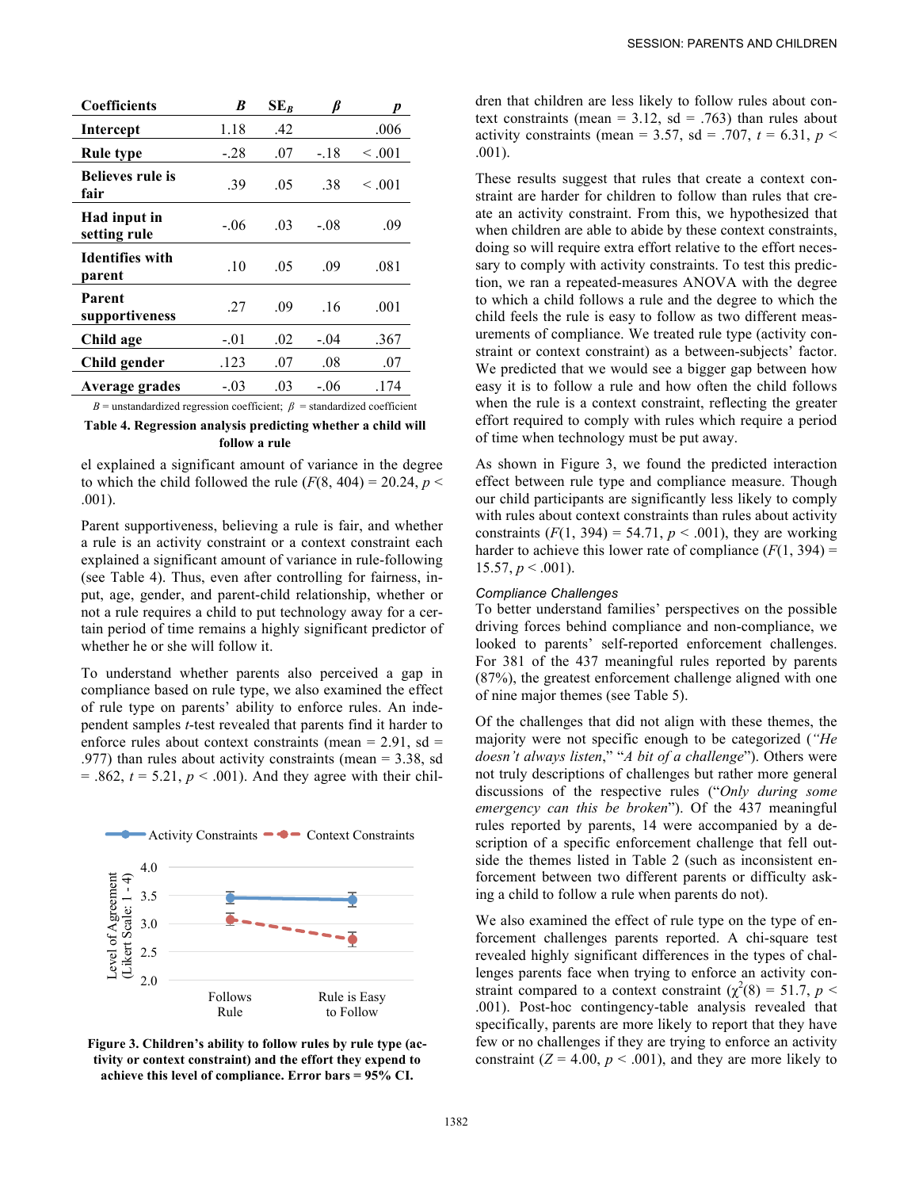| Coefficients | *B* | $SE_B$ | *β* | *p* |
|---|---|---|---|---|
| Intercept | 1.18 | .42 | | .006 |
| Rule type | -.28 | .07 | -.18 | < .001 |
| Believes rule is fair | .39 | .05 | .38 | < .001 |
| Had input in setting rule | -.06 | .03 | -.08 | .09 |
| Identifies with parent | .10 | .05 | .09 | .081 |
| Parent supportiveness | .27 | .09 | .16 | .001 |
| Child age | -.01 | .02 | -.04 | .367 |
| Child gender | .123 | .07 | .08 | .07 |
| Average grades | -.03 | .03 | -.06 | .174 |

*B* = unstandardized regression coefficient; *β* = standardized coefficient

**Table 4. Regression analysis predicting whether a child will follow a rule**

el explained a significant amount of variance in the degree to which the child followed the rule ($F(8, 404) = 20.24$, $p < .001$).

Parent supportiveness, believing a rule is fair, and whether a rule is an activity constraint or a context constraint each explained a significant amount of variance in rule-following (see Table 4). Thus, even after controlling for fairness, input, age, gender, and parent-child relationship, whether or not a rule requires a child to put technology away for a certain period of time remains a highly significant predictor of whether he or she will follow it.

To understand whether parents also perceived a gap in compliance based on rule type, we also examined the effect of rule type on parents' ability to enforce rules. An independent samples *t*-test revealed that parents find it harder to enforce rules about context constraints (mean = 2.91, sd = .977) than rules about activity constraints (mean = 3.38, sd = .862, $t = 5.21$, $p < .001$). And they agree with their children that children are less likely to follow rules about context constraints (mean = 3.12, sd = .763) than rules about activity constraints (mean = 3.57, sd = .707, $t = 6.31$, $p < .001$).

**Figure 3. Children's ability to follow rules by rule type (activity or context constraint) and the effort they expend to achieve this level of compliance. Error bars = 95% CI.**

These results suggest that rules that create a context constraint are harder for children to follow than rules that create an activity constraint. From this, we hypothesized that when children are able to abide by these context constraints, doing so will require extra effort relative to the effort necessary to comply with activity constraints. To test this prediction, we ran a repeated-measures ANOVA with the degree to which a child follows a rule and the degree to which the child feels the rule is easy to follow as two different measurements of compliance. We treated rule type (activity constraint or context constraint) as a between-subjects' factor. We predicted that we would see a bigger gap between how easy it is to follow a rule and how often the child follows when the rule is a context constraint, reflecting the greater effort required to comply with rules which require a period of time when technology must be put away.

As shown in Figure 3, we found the predicted interaction effect between rule type and compliance measure. Though our child participants are significantly less likely to comply with rules about context constraints than rules about activity constraints ($F(1, 394) = 54.71$, $p < .001$), they are working harder to achieve this lower rate of compliance ($F(1, 394) = 15.57$, $p < .001$).

### *Compliance Challenges*

To better understand families' perspectives on the possible driving forces behind compliance and non-compliance, we looked to parents' self-reported enforcement challenges. For 381 of the 437 meaningful rules reported by parents (87%), the greatest enforcement challenge aligned with one of nine major themes (see Table 5).

Of the challenges that did not align with these themes, the majority were not specific enough to be categorized (*"He doesn't always listen*," "*A bit of a challenge*"). Others were not truly descriptions of challenges but rather more general discussions of the respective rules ("*Only during some emergency can this be broken*"). Of the 437 meaningful rules reported by parents, 14 were accompanied by a description of a specific enforcement challenge that fell outside the themes listed in Table 2 (such as inconsistent enforcement between two different parents or difficulty asking a child to follow a rule when parents do not).

We also examined the effect of rule type on the type of enforcement challenges parents reported. A chi-square test revealed highly significant differences in the types of challenges parents face when trying to enforce an activity constraint compared to a context constraint ($\chi^2(8) = 51.7$, $p < .001$). Post-hoc contingency-table analysis revealed that specifically, parents are more likely to report that they have few or no challenges if they are trying to enforce an activity constraint ($Z = 4.00$, $p < .001$), and they are more likely to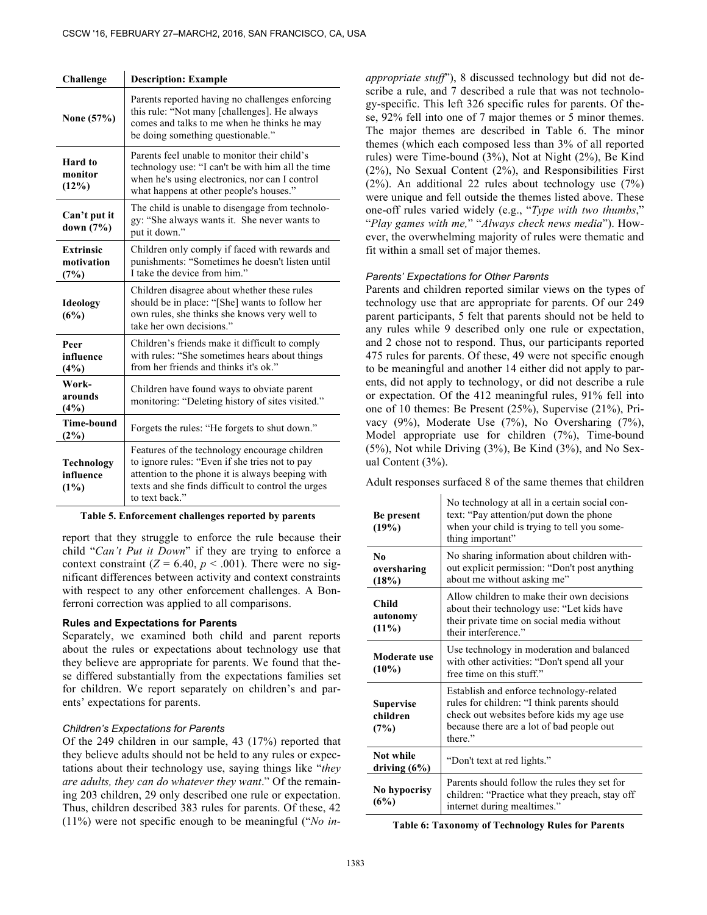| Challenge | Description: Example |
|---|---|
| **None (57%)** | Parents reported having no challenges enforcing this rule: "Not many [challenges]. He always comes and talks to me when he thinks he may be doing something questionable." |
| **Hard to monitor (12%)** | Parents feel unable to monitor their child's technology use: "I can't be with him all the time when he's using electronics, nor can I control what happens at other people's houses." |
| **Can't put it down (7%)** | The child is unable to disengage from technology: "She always wants it. She never wants to put it down." |
| **Extrinsic motivation (7%)** | Children only comply if faced with rewards and punishments: "Sometimes he doesn't listen until I take the device from him." |
| **Ideology (6%)** | Children disagree about whether these rules should be in place: "[She] wants to follow her own rules, she thinks she knows very well to take her own decisions." |
| **Peer influence (4%)** | Children's friends make it difficult to comply with rules: "She sometimes hears about things from her friends and thinks it's ok." |
| **Work-arounds (4%)** | Children have found ways to obviate parent monitoring: "Deleting history of sites visited." |
| **Time-bound (2%)** | Forgets the rules: "He forgets to shut down." |
| **Technology influence (1%)** | Features of the technology encourage children to ignore rules: "Even if she tries not to pay attention to the phone it is always beeping with texts and she finds difficult to control the urges to text back." |

**Table 5. Enforcement challenges reported by parents**

report that they struggle to enforce the rule because their child "*Can't Put it Down*" if they are trying to enforce a context constraint ($Z = 6.40$, $p < .001$). There were no significant differences between activity and context constraints with respect to any other enforcement challenges. A Bonferroni correction was applied to all comparisons.

### Rules and Expectations for Parents

Separately, we examined both child and parent reports about the rules or expectations about technology use that they believe are appropriate for parents. We found that these differed substantially from the expectations families set for children. We report separately on children's and parents' expectations for parents.

#### *Children's Expectations for Parents*

Of the 249 children in our sample, 43 (17%) reported that they believe adults should not be held to any rules or expectations about their technology use, saying things like "*they are adults, they can do whatever they want*." Of the remaining 203 children, 29 only described one rule or expectation. Thus, children described 383 rules for parents. Of these, 42 (11%) were not specific enough to be meaningful ("*No inappropriate stuff*"), 8 discussed technology but did not describe a rule, and 7 described a rule that was not technology-specific. This left 326 specific rules for parents. Of these, 92% fell into one of 7 major themes or 5 minor themes. The major themes are described in Table 6. The minor themes (which each composed less than 3% of all reported rules) were Time-bound (3%), Not at Night (2%), Be Kind (2%), No Sexual Content (2%), and Responsibilities First (2%). An additional 22 rules about technology use (7%) were unique and fell outside the themes listed above. These one-off rules varied widely (e.g., "*Type with two thumbs*," "*Play games with me,*" "*Always check news media*"). However, the overwhelming majority of rules were thematic and fit within a small set of major themes.

#### *Parents' Expectations for Other Parents*

Parents and children reported similar views on the types of technology use that are appropriate for parents. Of our 249 parent participants, 5 felt that parents should not be held to any rules or expectation, while 9 described only one rule or expectation, and 2 chose not to respond. Thus, our participants reported 475 rules for parents. Of these, 49 were not specific enough to be meaningful and another 14 either did not apply to parents, did not apply to technology, or did not describe a rule or expectation. Of the 412 meaningful rules, 91% fell into one of 10 themes: Be Present (25%), Supervise (21%), Privacy (9%), Moderate Use (7%), No Oversharing (7%), Model appropriate use for children (7%), Time-bound (5%), Not while Driving (3%), Be Kind (3%), and No Sexual Content (3%).

Adult responses surfaced 8 of the same themes that children

| | |
|---|---|
| **Be present (19%)** | No technology at all in a certain social context: "Pay attention/put down the phone when your child is trying to tell you something important" |
| **No oversharing (18%)** | No sharing information about children without explicit permission: "Don't post anything about me without asking me" |
| **Child autonomy (11%)** | Allow children to make their own decisions about their technology use: "Let kids have their private time on social media without their interference." |
| **Moderate use (10%)** | Use technology in moderation and balanced with other activities: "Don't spend all your free time on this stuff." |
| **Supervise children (7%)** | Establish and enforce technology-related rules for children: "I think parents should check out websites before kids my age use because there are a lot of bad people out there." |
| **Not while driving (6%)** | "Don't text at red lights." |
| **No hypocrisy (6%)** | Parents should follow the rules they set for children: "Practice what they preach, stay off internet during mealtimes." |

**Table 6: Taxonomy of Technology Rules for Parents**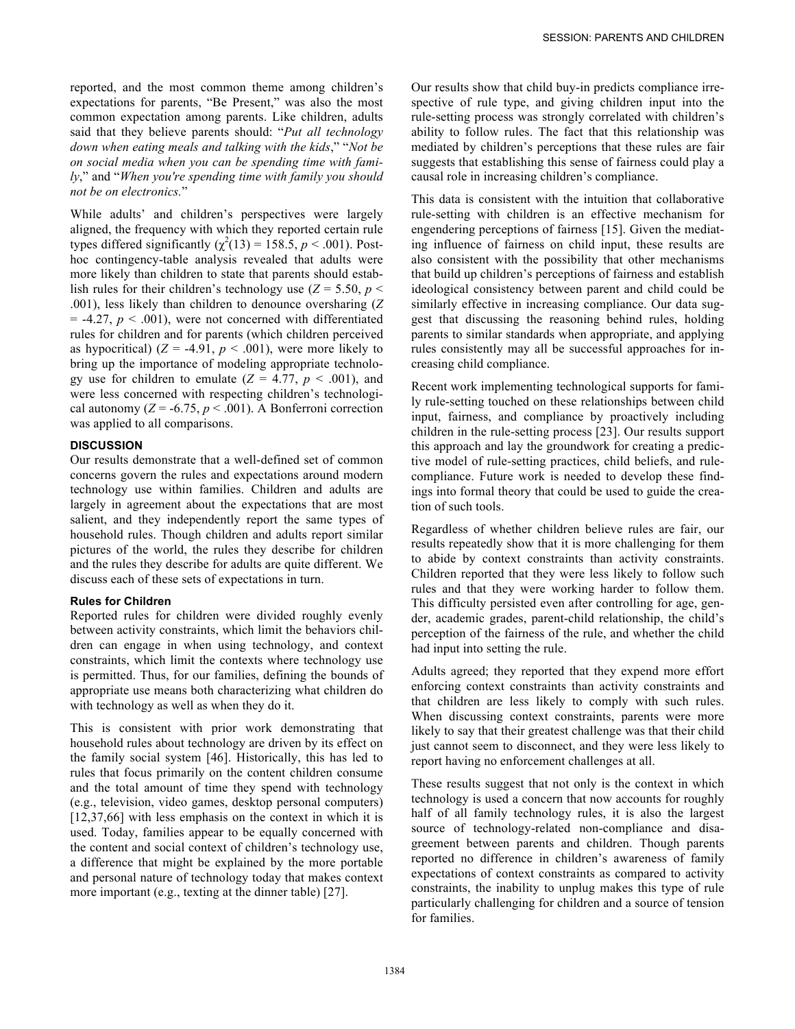reported, and the most common theme among children's expectations for parents, "Be Present," was also the most common expectation among parents. Like children, adults said that they believe parents should: "*Put all technology down when eating meals and talking with the kids*," "*Not be on social media when you can be spending time with family*," and "*When you're spending time with family you should not be on electronics.*"

While adults' and children's perspectives were largely aligned, the frequency with which they reported certain rule types differed significantly ($\chi^2(13) = 158.5$, $p < .001$). Post-hoc contingency-table analysis revealed that adults were more likely than children to state that parents should establish rules for their children's technology use ($Z = 5.50$, $p < .001$), less likely than children to denounce oversharing ($Z = -4.27$, $p < .001$), were not concerned with differentiated rules for children and for parents (which children perceived as hypocritical) ($Z = -4.91$, $p < .001$), were more likely to bring up the importance of modeling appropriate technology use for children to emulate ($Z = 4.77$, $p < .001$), and were less concerned with respecting children's technological autonomy ($Z = -6.75$, $p < .001$). A Bonferroni correction was applied to all comparisons.

## DISCUSSION

Our results demonstrate that a well-defined set of common concerns govern the rules and expectations around modern technology use within families. Children and adults are largely in agreement about the expectations that are most salient, and they independently report the same types of household rules. Though children and adults report similar pictures of the world, the rules they describe for children and the rules they describe for adults are quite different. We discuss each of these sets of expectations in turn.

### Rules for Children

Reported rules for children were divided roughly evenly between activity constraints, which limit the behaviors children can engage in when using technology, and context constraints, which limit the contexts where technology use is permitted. Thus, for our families, defining the bounds of appropriate use means both characterizing what children do with technology as well as when they do it.

This is consistent with prior work demonstrating that household rules about technology are driven by its effect on the family social system [46]. Historically, this has led to rules that focus primarily on the content children consume and the total amount of time they spend with technology (e.g., television, video games, desktop personal computers) [12,37,66] with less emphasis on the context in which it is used. Today, families appear to be equally concerned with the content and social context of children's technology use, a difference that might be explained by the more portable and personal nature of technology today that makes context more important (e.g., texting at the dinner table) [27].

Our results show that child buy-in predicts compliance irrespective of rule type, and giving children input into the rule-setting process was strongly correlated with children's ability to follow rules. The fact that this relationship was mediated by children's perceptions that these rules are fair suggests that establishing this sense of fairness could play a causal role in increasing children's compliance.

This data is consistent with the intuition that collaborative rule-setting with children is an effective mechanism for engendering perceptions of fairness [15]. Given the mediating influence of fairness on child input, these results are also consistent with the possibility that other mechanisms that build up children's perceptions of fairness and establish ideological consistency between parent and child could be similarly effective in increasing compliance. Our data suggest that discussing the reasoning behind rules, holding parents to similar standards when appropriate, and applying rules consistently may all be successful approaches for increasing child compliance.

Recent work implementing technological supports for family rule-setting touched on these relationships between child input, fairness, and compliance by proactively including children in the rule-setting process [23]. Our results support this approach and lay the groundwork for creating a predictive model of rule-setting practices, child beliefs, and rule-compliance. Future work is needed to develop these findings into formal theory that could be used to guide the creation of such tools.

Regardless of whether children believe rules are fair, our results repeatedly show that it is more challenging for them to abide by context constraints than activity constraints. Children reported that they were less likely to follow such rules and that they were working harder to follow them. This difficulty persisted even after controlling for age, gender, academic grades, parent-child relationship, the child's perception of the fairness of the rule, and whether the child had input into setting the rule.

Adults agreed; they reported that they expend more effort enforcing context constraints than activity constraints and that children are less likely to comply with such rules. When discussing context constraints, parents were more likely to say that their greatest challenge was that their child just cannot seem to disconnect, and they were less likely to report having no enforcement challenges at all.

These results suggest that not only is the context in which technology is used a concern that now accounts for roughly half of all family technology rules, it is also the largest source of technology-related non-compliance and disagreement between parents and children. Though parents reported no difference in children's awareness of family expectations of context constraints as compared to activity constraints, the inability to unplug makes this type of rule particularly challenging for children and a source of tension for families.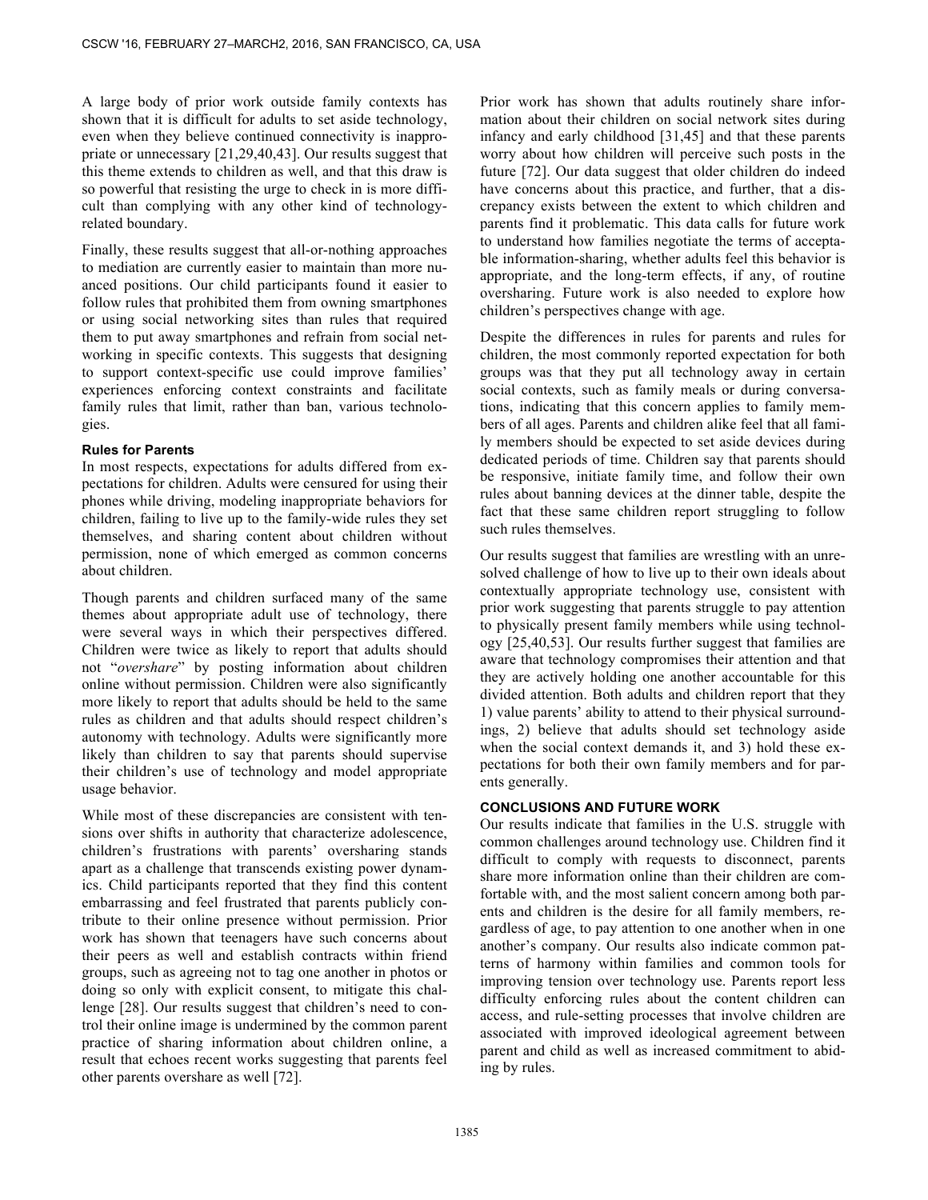A large body of prior work outside family contexts has shown that it is difficult for adults to set aside technology, even when they believe continued connectivity is inappropriate or unnecessary [21,29,40,43]. Our results suggest that this theme extends to children as well, and that this draw is so powerful that resisting the urge to check in is more difficult than complying with any other kind of technology-related boundary.

Finally, these results suggest that all-or-nothing approaches to mediation are currently easier to maintain than more nuanced positions. Our child participants found it easier to follow rules that prohibited them from owning smartphones or using social networking sites than rules that required them to put away smartphones and refrain from social networking in specific contexts. This suggests that designing to support context-specific use could improve families' experiences enforcing context constraints and facilitate family rules that limit, rather than ban, various technologies.

### Rules for Parents

In most respects, expectations for adults differed from expectations for children. Adults were censured for using their phones while driving, modeling inappropriate behaviors for children, failing to live up to the family-wide rules they set themselves, and sharing content about children without permission, none of which emerged as common concerns about children.

Though parents and children surfaced many of the same themes about appropriate adult use of technology, there were several ways in which their perspectives differed. Children were twice as likely to report that adults should not "*overshare*" by posting information about children online without permission. Children were also significantly more likely to report that adults should be held to the same rules as children and that adults should respect children's autonomy with technology. Adults were significantly more likely than children to say that parents should supervise their children's use of technology and model appropriate usage behavior.

While most of these discrepancies are consistent with tensions over shifts in authority that characterize adolescence, children's frustrations with parents' oversharing stands apart as a challenge that transcends existing power dynamics. Child participants reported that they find this content embarrassing and feel frustrated that parents publicly contribute to their online presence without permission. Prior work has shown that teenagers have such concerns about their peers as well and establish contracts within friend groups, such as agreeing not to tag one another in photos or doing so only with explicit consent, to mitigate this challenge [28]. Our results suggest that children's need to control their online image is undermined by the common parent practice of sharing information about children online, a result that echoes recent works suggesting that parents feel other parents overshare as well [72].

Prior work has shown that adults routinely share information about their children on social network sites during infancy and early childhood [31,45] and that these parents worry about how children will perceive such posts in the future [72]. Our data suggest that older children do indeed have concerns about this practice, and further, that a discrepancy exists between the extent to which children and parents find it problematic. This data calls for future work to understand how families negotiate the terms of acceptable information-sharing, whether adults feel this behavior is appropriate, and the long-term effects, if any, of routine oversharing. Future work is also needed to explore how children's perspectives change with age.

Despite the differences in rules for parents and rules for children, the most commonly reported expectation for both groups was that they put all technology away in certain social contexts, such as family meals or during conversations, indicating that this concern applies to family members of all ages. Parents and children alike feel that all family members should be expected to set aside devices during dedicated periods of time. Children say that parents should be responsive, initiate family time, and follow their own rules about banning devices at the dinner table, despite the fact that these same children report struggling to follow such rules themselves.

Our results suggest that families are wrestling with an unresolved challenge of how to live up to their own ideals about contextually appropriate technology use, consistent with prior work suggesting that parents struggle to pay attention to physically present family members while using technology [25,40,53]. Our results further suggest that families are aware that technology compromises their attention and that they are actively holding one another accountable for this divided attention. Both adults and children report that they 1) value parents' ability to attend to their physical surroundings, 2) believe that adults should set technology aside when the social context demands it, and 3) hold these expectations for both their own family members and for parents generally.

## CONCLUSIONS AND FUTURE WORK

Our results indicate that families in the U.S. struggle with common challenges around technology use. Children find it difficult to comply with requests to disconnect, parents share more information online than their children are comfortable with, and the most salient concern among both parents and children is the desire for all family members, regardless of age, to pay attention to one another when in one another's company. Our results also indicate common patterns of harmony within families and common tools for improving tension over technology use. Parents report less difficulty enforcing rules about the content children can access, and rule-setting processes that involve children are associated with improved ideological agreement between parent and child as well as increased commitment to abiding by rules.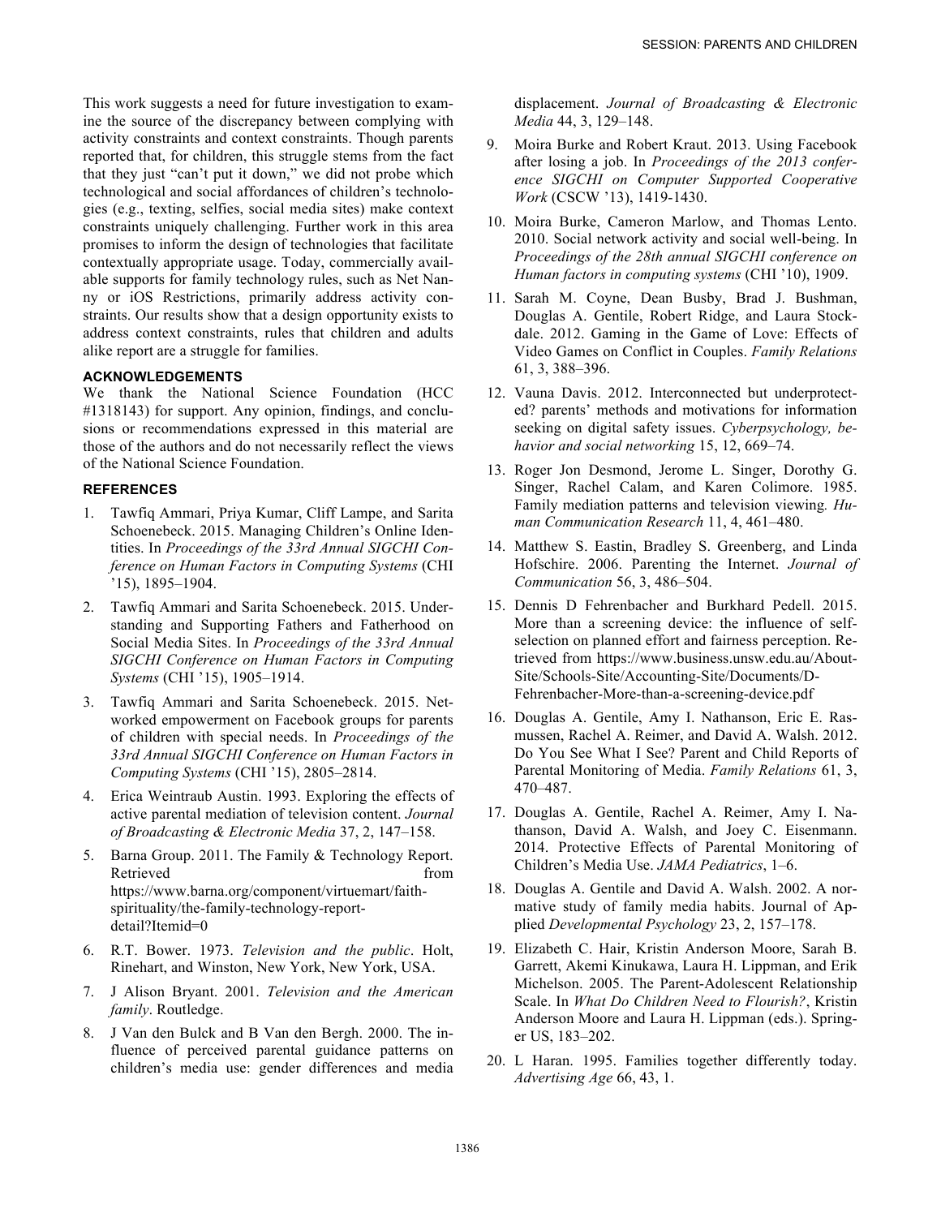This work suggests a need for future investigation to examine the source of the discrepancy between complying with activity constraints and context constraints. Though parents reported that, for children, this struggle stems from the fact that they just "can't put it down," we did not probe which technological and social affordances of children's technologies (e.g., texting, selfies, social media sites) make context constraints uniquely challenging. Further work in this area promises to inform the design of technologies that facilitate contextually appropriate usage. Today, commercially available supports for family technology rules, such as Net Nanny or iOS Restrictions, primarily address activity constraints. Our results show that a design opportunity exists to address context constraints, rules that children and adults alike report are a struggle for families.

## ACKNOWLEDGEMENTS

We thank the National Science Foundation (HCC #1318143) for support. Any opinion, findings, and conclusions or recommendations expressed in this material are those of the authors and do not necessarily reflect the views of the National Science Foundation.

## REFERENCES

1. Tawfiq Ammari, Priya Kumar, Cliff Lampe, and Sarita Schoenebeck. 2015. Managing Children's Online Identities. In *Proceedings of the 33rd Annual SIGCHI Conference on Human Factors in Computing Systems* (CHI '15), 1895–1904.
2. Tawfiq Ammari and Sarita Schoenebeck. 2015. Understanding and Supporting Fathers and Fatherhood on Social Media Sites. In *Proceedings of the 33rd Annual SIGCHI Conference on Human Factors in Computing Systems* (CHI '15), 1905–1914.
3. Tawfiq Ammari and Sarita Schoenebeck. 2015. Networked empowerment on Facebook groups for parents of children with special needs. In *Proceedings of the 33rd Annual SIGCHI Conference on Human Factors in Computing Systems* (CHI '15), 2805–2814.
4. Erica Weintraub Austin. 1993. Exploring the effects of active parental mediation of television content. *Journal of Broadcasting & Electronic Media* 37, 2, 147–158.
5. Barna Group. 2011. The Family & Technology Report. Retrieved from https://www.barna.org/component/virtuemart/faith-spirituality/the-family-technology-report-detail?Itemid=0
6. R.T. Bower. 1973. *Television and the public*. Holt, Rinehart, and Winston, New York, New York, USA.
7. J Alison Bryant. 2001. *Television and the American family*. Routledge.
8. J Van den Bulck and B Van den Bergh. 2000. The influence of perceived parental guidance patterns on children's media use: gender differences and media displacement. *Journal of Broadcasting & Electronic Media* 44, 3, 129–148.
9. Moira Burke and Robert Kraut. 2013. Using Facebook after losing a job. In *Proceedings of the 2013 conference SIGCHI on Computer Supported Cooperative Work* (CSCW '13), 1419-1430.
10. Moira Burke, Cameron Marlow, and Thomas Lento. 2010. Social network activity and social well-being. In *Proceedings of the 28th annual SIGCHI conference on Human factors in computing systems* (CHI '10), 1909.
11. Sarah M. Coyne, Dean Busby, Brad J. Bushman, Douglas A. Gentile, Robert Ridge, and Laura Stockdale. 2012. Gaming in the Game of Love: Effects of Video Games on Conflict in Couples. *Family Relations* 61, 3, 388–396.
12. Vauna Davis. 2012. Interconnected but underprotected? parents' methods and motivations for information seeking on digital safety issues. *Cyberpsychology, behavior and social networking* 15, 12, 669–74.
13. Roger Jon Desmond, Jerome L. Singer, Dorothy G. Singer, Rachel Calam, and Karen Colimore. 1985. Family mediation patterns and television viewing. *Human Communication Research* 11, 4, 461–480.
14. Matthew S. Eastin, Bradley S. Greenberg, and Linda Hofschire. 2006. Parenting the Internet. *Journal of Communication* 56, 3, 486–504.
15. Dennis D Fehrenbacher and Burkhard Pedell. 2015. More than a screening device: the influence of self-selection on planned effort and fairness perception. Retrieved from https://www.business.unsw.edu.au/About-Site/Schools-Site/Accounting-Site/Documents/D-Fehrenbacher-More-than-a-screening-device.pdf
16. Douglas A. Gentile, Amy I. Nathanson, Eric E. Rasmussen, Rachel A. Reimer, and David A. Walsh. 2012. Do You See What I See? Parent and Child Reports of Parental Monitoring of Media. *Family Relations* 61, 3, 470–487.
17. Douglas A. Gentile, Rachel A. Reimer, Amy I. Nathanson, David A. Walsh, and Joey C. Eisenmann. 2014. Protective Effects of Parental Monitoring of Children's Media Use. *JAMA Pediatrics*, 1–6.
18. Douglas A. Gentile and David A. Walsh. 2002. A normative study of family media habits. Journal of Applied *Developmental Psychology* 23, 2, 157–178.
19. Elizabeth C. Hair, Kristin Anderson Moore, Sarah B. Garrett, Akemi Kinukawa, Laura H. Lippman, and Erik Michelson. 2005. The Parent-Adolescent Relationship Scale. In *What Do Children Need to Flourish?*, Kristin Anderson Moore and Laura H. Lippman (eds.). Springer US, 183–202.
20. L Haran. 1995. Families together differently today. *Advertising Age* 66, 43, 1.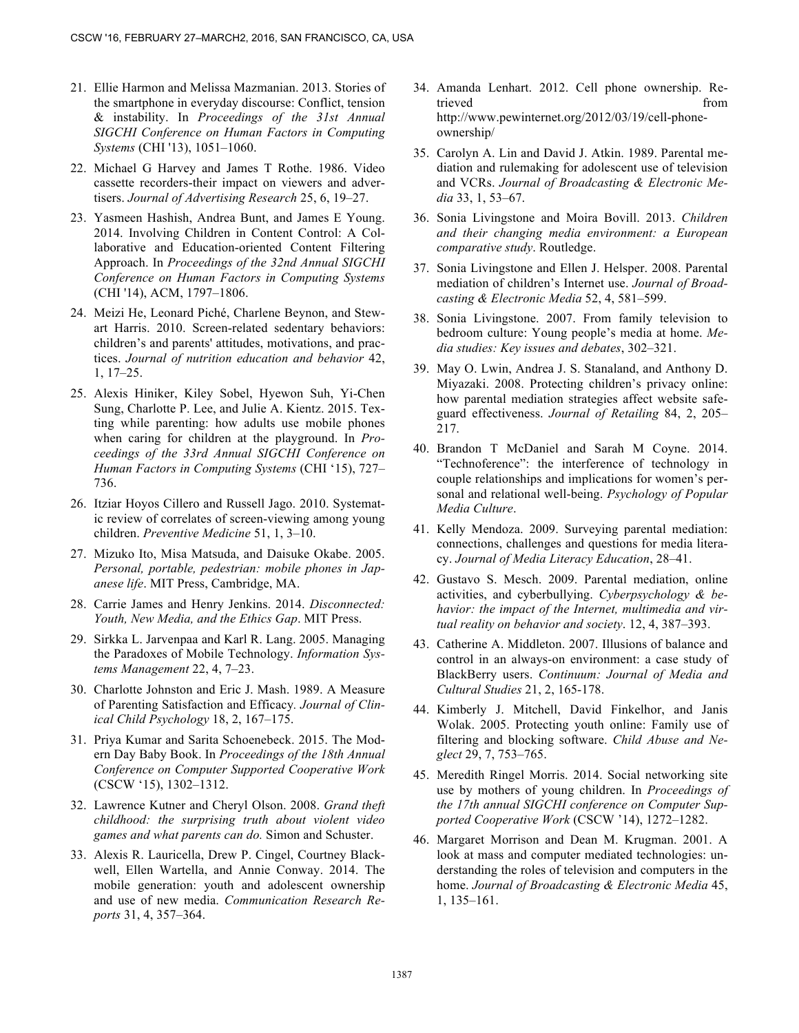21. Ellie Harmon and Melissa Mazmanian. 2013. Stories of the smartphone in everyday discourse: Conflict, tension & instability. In *Proceedings of the 31st Annual SIGCHI Conference on Human Factors in Computing Systems* (CHI '13), 1051–1060.

22. Michael G Harvey and James T Rothe. 1986. Video cassette recorders-their impact on viewers and advertisers. *Journal of Advertising Research* 25, 6, 19–27.

23. Yasmeen Hashish, Andrea Bunt, and James E Young. 2014. Involving Children in Content Control: A Collaborative and Education-oriented Content Filtering Approach. In *Proceedings of the 32nd Annual SIGCHI Conference on Human Factors in Computing Systems* (CHI '14), ACM, 1797–1806.

24. Meizi He, Leonard Piché, Charlene Beynon, and Stewart Harris. 2010. Screen-related sedentary behaviors: children's and parents' attitudes, motivations, and practices. *Journal of nutrition education and behavior* 42, 1, 17–25.

25. Alexis Hiniker, Kiley Sobel, Hyewon Suh, Yi-Chen Sung, Charlotte P. Lee, and Julie A. Kientz. 2015. Texting while parenting: how adults use mobile phones when caring for children at the playground. In *Proceedings of the 33rd Annual SIGCHI Conference on Human Factors in Computing Systems* (CHI '15), 727–736.

26. Itziar Hoyos Cillero and Russell Jago. 2010. Systematic review of correlates of screen-viewing among young children. *Preventive Medicine* 51, 1, 3–10.

27. Mizuko Ito, Misa Matsuda, and Daisuke Okabe. 2005. *Personal, portable, pedestrian: mobile phones in Japanese life*. MIT Press, Cambridge, MA.

28. Carrie James and Henry Jenkins. 2014. *Disconnected: Youth, New Media, and the Ethics Gap*. MIT Press.

29. Sirkka L. Jarvenpaa and Karl R. Lang. 2005. Managing the Paradoxes of Mobile Technology. *Information Systems Management* 22, 4, 7–23.

30. Charlotte Johnston and Eric J. Mash. 1989. A Measure of Parenting Satisfaction and Efficacy. *Journal of Clinical Child Psychology* 18, 2, 167–175.

31. Priya Kumar and Sarita Schoenebeck. 2015. The Modern Day Baby Book. In *Proceedings of the 18th Annual Conference on Computer Supported Cooperative Work* (CSCW '15), 1302–1312.

32. Lawrence Kutner and Cheryl Olson. 2008. *Grand theft childhood: the surprising truth about violent video games and what parents can do.* Simon and Schuster.

33. Alexis R. Lauricella, Drew P. Cingel, Courtney Blackwell, Ellen Wartella, and Annie Conway. 2014. The mobile generation: youth and adolescent ownership and use of new media. *Communication Research Reports* 31, 4, 357–364.

34. Amanda Lenhart. 2012. Cell phone ownership. Retrieved from http://www.pewinternet.org/2012/03/19/cell-phone-ownership/

35. Carolyn A. Lin and David J. Atkin. 1989. Parental mediation and rulemaking for adolescent use of television and VCRs. *Journal of Broadcasting & Electronic Media* 33, 1, 53–67.

36. Sonia Livingstone and Moira Bovill. 2013. *Children and their changing media environment: a European comparative study*. Routledge.

37. Sonia Livingstone and Ellen J. Helsper. 2008. Parental mediation of children's Internet use. *Journal of Broadcasting & Electronic Media* 52, 4, 581–599.

38. Sonia Livingstone. 2007. From family television to bedroom culture: Young people's media at home. *Media studies: Key issues and debates*, 302–321.

39. May O. Lwin, Andrea J. S. Stanaland, and Anthony D. Miyazaki. 2008. Protecting children's privacy online: how parental mediation strategies affect website safeguard effectiveness. *Journal of Retailing* 84, 2, 205–217.

40. Brandon T McDaniel and Sarah M Coyne. 2014. "Technoference": the interference of technology in couple relationships and implications for women's personal and relational well-being. *Psychology of Popular Media Culture*.

41. Kelly Mendoza. 2009. Surveying parental mediation: connections, challenges and questions for media literacy. *Journal of Media Literacy Education*, 28–41.

42. Gustavo S. Mesch. 2009. Parental mediation, online activities, and cyberbullying. *Cyberpsychology & behavior: the impact of the Internet, multimedia and virtual reality on behavior and society*. 12, 4, 387–393.

43. Catherine A. Middleton. 2007. Illusions of balance and control in an always-on environment: a case study of BlackBerry users. *Continuum: Journal of Media and Cultural Studies* 21, 2, 165-178.

44. Kimberly J. Mitchell, David Finkelhor, and Janis Wolak. 2005. Protecting youth online: Family use of filtering and blocking software. *Child Abuse and Neglect* 29, 7, 753–765.

45. Meredith Ringel Morris. 2014. Social networking site use by mothers of young children. In *Proceedings of the 17th annual SIGCHI conference on Computer Supported Cooperative Work* (CSCW '14), 1272–1282.

46. Margaret Morrison and Dean M. Krugman. 2001. A look at mass and computer mediated technologies: understanding the roles of television and computers in the home. *Journal of Broadcasting & Electronic Media* 45, 1, 135–161.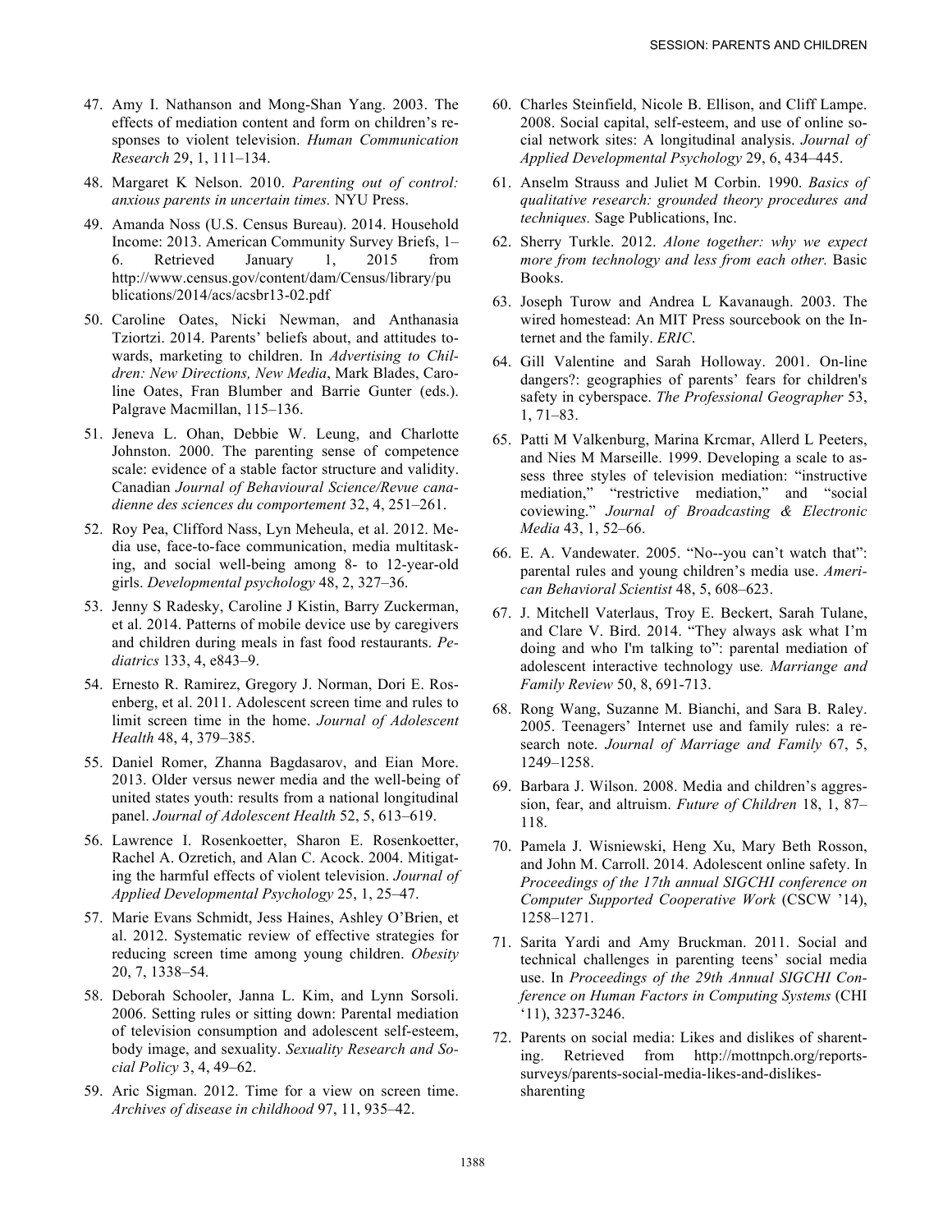47. Amy I. Nathanson and Mong-Shan Yang. 2003. The effects of mediation content and form on children's responses to violent television. *Human Communication Research* 29, 1, 111–134.

48. Margaret K Nelson. 2010. *Parenting out of control: anxious parents in uncertain times.* NYU Press.

49. Amanda Noss (U.S. Census Bureau). 2014. Household Income: 2013. American Community Survey Briefs, 1–6. Retrieved January 1, 2015 from http://www.census.gov/content/dam/Census/library/publications/2014/acs/acsbr13-02.pdf

50. Caroline Oates, Nicki Newman, and Anthanasia Tziortzi. 2014. Parents' beliefs about, and attitudes towards, marketing to children. In *Advertising to Children: New Directions, New Media*, Mark Blades, Caroline Oates, Fran Blumber and Barrie Gunter (eds.). Palgrave Macmillan, 115–136.

51. Jeneva L. Ohan, Debbie W. Leung, and Charlotte Johnston. 2000. The parenting sense of competence scale: evidence of a stable factor structure and validity. Canadian *Journal of Behavioural Science/Revue canadienne des sciences du comportement* 32, 4, 251–261.

52. Roy Pea, Clifford Nass, Lyn Meheula, et al. 2012. Media use, face-to-face communication, media multitasking, and social well-being among 8- to 12-year-old girls. *Developmental psychology* 48, 2, 327–36.

53. Jenny S Radesky, Caroline J Kistin, Barry Zuckerman, et al. 2014. Patterns of mobile device use by caregivers and children during meals in fast food restaurants. *Pediatrics* 133, 4, e843–9.

54. Ernesto R. Ramirez, Gregory J. Norman, Dori E. Rosenberg, et al. 2011. Adolescent screen time and rules to limit screen time in the home. *Journal of Adolescent Health* 48, 4, 379–385.

55. Daniel Romer, Zhanna Bagdasarov, and Eian More. 2013. Older versus newer media and the well-being of united states youth: results from a national longitudinal panel. *Journal of Adolescent Health* 52, 5, 613–619.

56. Lawrence I. Rosenkoetter, Sharon E. Rosenkoetter, Rachel A. Ozretich, and Alan C. Acock. 2004. Mitigating the harmful effects of violent television. *Journal of Applied Developmental Psychology* 25, 1, 25–47.

57. Marie Evans Schmidt, Jess Haines, Ashley O'Brien, et al. 2012. Systematic review of effective strategies for reducing screen time among young children. *Obesity* 20, 7, 1338–54.

58. Deborah Schooler, Janna L. Kim, and Lynn Sorsoli. 2006. Setting rules or sitting down: Parental mediation of television consumption and adolescent self-esteem, body image, and sexuality. *Sexuality Research and Social Policy* 3, 4, 49–62.

59. Aric Sigman. 2012. Time for a view on screen time. *Archives of disease in childhood* 97, 11, 935–42.

60. Charles Steinfield, Nicole B. Ellison, and Cliff Lampe. 2008. Social capital, self-esteem, and use of online social network sites: A longitudinal analysis. *Journal of Applied Developmental Psychology* 29, 6, 434–445.

61. Anselm Strauss and Juliet M Corbin. 1990. *Basics of qualitative research: grounded theory procedures and techniques.* Sage Publications, Inc.

62. Sherry Turkle. 2012. *Alone together: why we expect more from technology and less from each other.* Basic Books.

63. Joseph Turow and Andrea L Kavanaugh. 2003. The wired homestead: An MIT Press sourcebook on the Internet and the family. *ERIC*.

64. Gill Valentine and Sarah Holloway. 2001. On-line dangers?: geographies of parents' fears for children's safety in cyberspace. *The Professional Geographer* 53, 1, 71–83.

65. Patti M Valkenburg, Marina Krcmar, Allerd L Peeters, and Nies M Marseille. 1999. Developing a scale to assess three styles of television mediation: "instructive mediation," "restrictive mediation," and "social coviewing." *Journal of Broadcasting & Electronic Media* 43, 1, 52–66.

66. E. A. Vandewater. 2005. "No--you can't watch that": parental rules and young children's media use. *American Behavioral Scientist* 48, 5, 608–623.

67. J. Mitchell Vaterlaus, Troy E. Beckert, Sarah Tulane, and Clare V. Bird. 2014. "They always ask what I'm doing and who I'm talking to": parental mediation of adolescent interactive technology use. *Marriange and Family Review* 50, 8, 691-713.

68. Rong Wang, Suzanne M. Bianchi, and Sara B. Raley. 2005. Teenagers' Internet use and family rules: a research note. *Journal of Marriage and Family* 67, 5, 1249–1258.

69. Barbara J. Wilson. 2008. Media and children's aggression, fear, and altruism. *Future of Children* 18, 1, 87–118.

70. Pamela J. Wisniewski, Heng Xu, Mary Beth Rosson, and John M. Carroll. 2014. Adolescent online safety. In *Proceedings of the 17th annual SIGCHI conference on Computer Supported Cooperative Work* (CSCW '14), 1258–1271.

71. Sarita Yardi and Amy Bruckman. 2011. Social and technical challenges in parenting teens' social media use. In *Proceedings of the 29th Annual SIGCHI Conference on Human Factors in Computing Systems* (CHI '11), 3237-3246.

72. Parents on social media: Likes and dislikes of sharenting. Retrieved from http://mottnpch.org/reports-surveys/parents-social-media-likes-and-dislikes-sharenting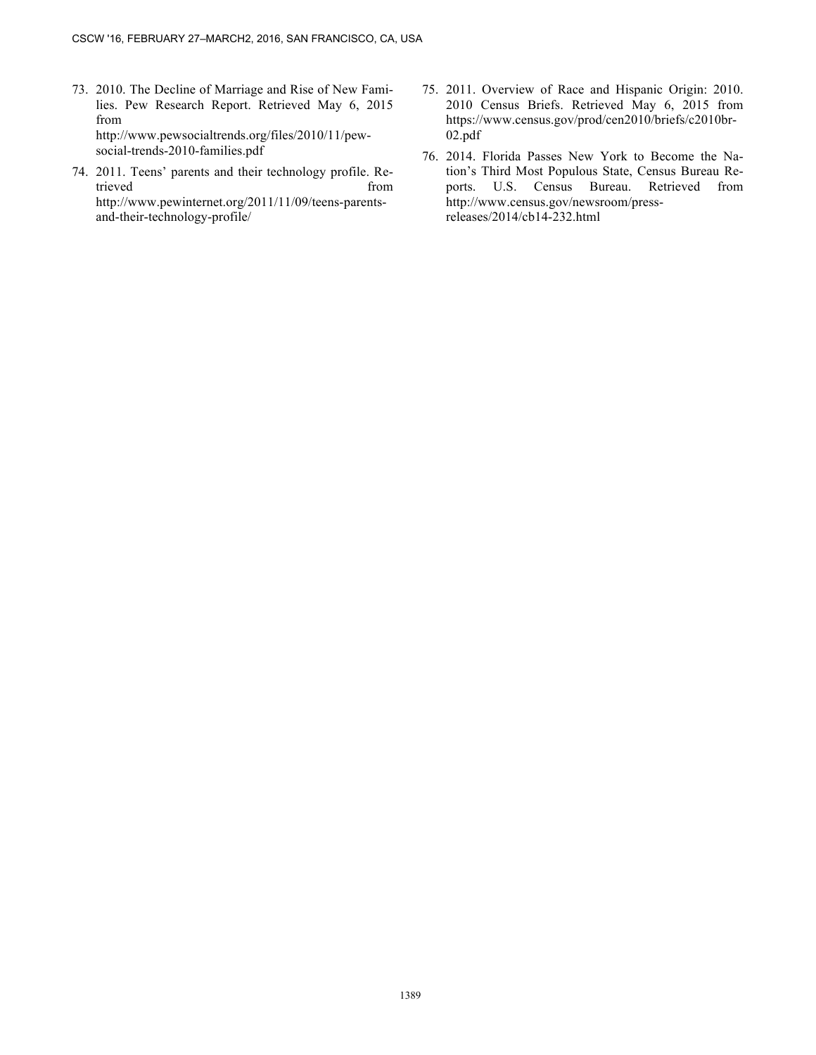73. 2010. The Decline of Marriage and Rise of New Families. Pew Research Report. Retrieved May 6, 2015 from http://www.pewsocialtrends.org/files/2010/11/pew-social-trends-2010-families.pdf

74. 2011. Teens' parents and their technology profile. Retrieved from http://www.pewinternet.org/2011/11/09/teens-parents-and-their-technology-profile/

75. 2011. Overview of Race and Hispanic Origin: 2010. 2010 Census Briefs. Retrieved May 6, 2015 from https://www.census.gov/prod/cen2010/briefs/c2010br-02.pdf

76. 2014. Florida Passes New York to Become the Nation's Third Most Populous State, Census Bureau Reports. U.S. Census Bureau. Retrieved from http://www.census.gov/newsroom/press-releases/2014/cb14-232.html